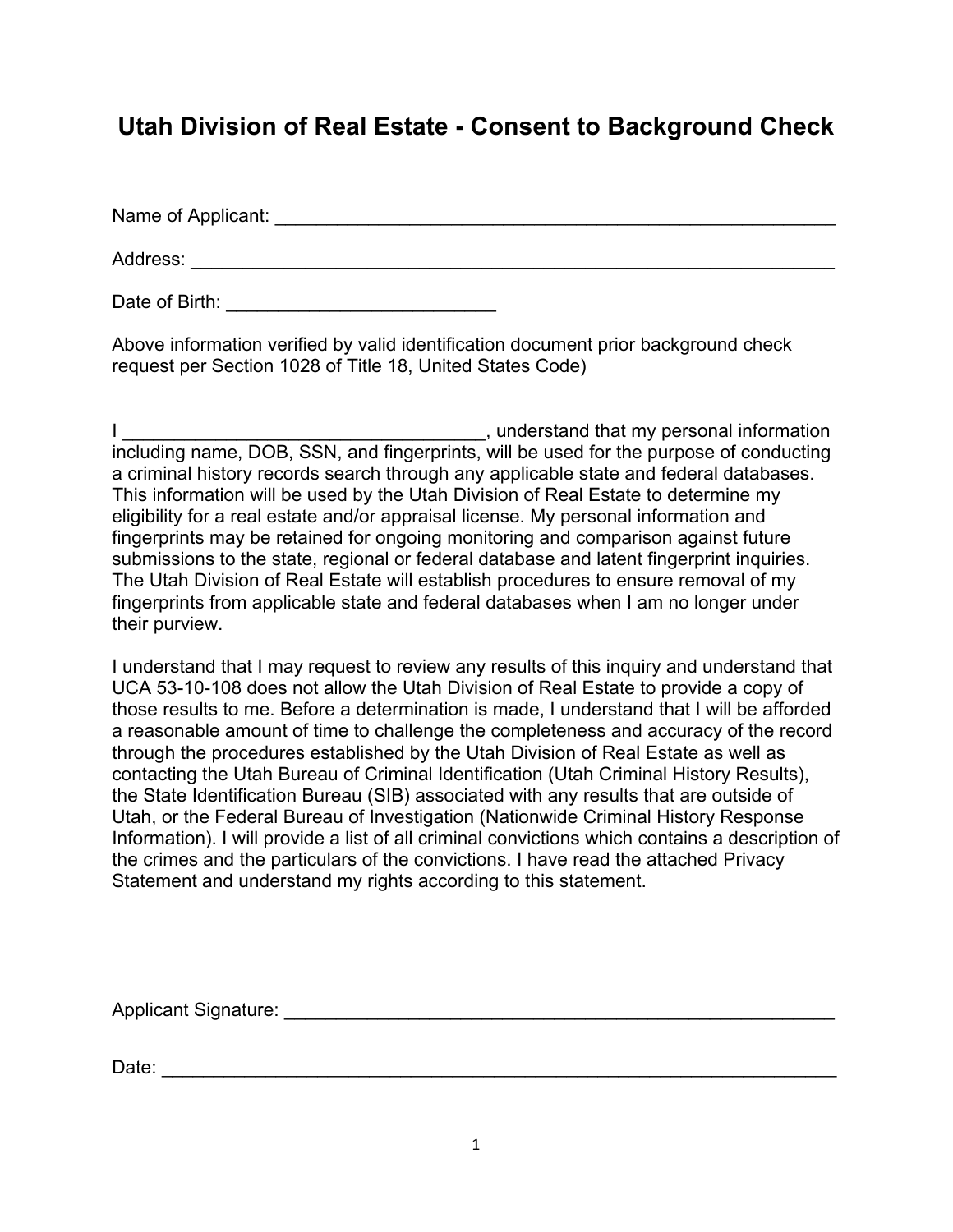# Utah Division of Real Estate - Consent to Background Check

Name of Applicant: ________________________________________________________

Address: ______________________________________________________________

Date of Birth: __________________________

Above information verified by valid identification document prior background check request per Section 1028 of Title 18, United States Code)

I ___________________________________, understand that my personal information including name, DOB, SSN, and fingerprints, will be used for the purpose of conducting a criminal history records search through any applicable state and federal databases. This information will be used by the Utah Division of Real Estate to determine my eligibility for a real estate and/or appraisal license. My personal information and fingerprints may be retained for ongoing monitoring and comparison against future submissions to the state, regional or federal database and latent fingerprint inquiries. The Utah Division of Real Estate will establish procedures to ensure removal of my fingerprints from applicable state and federal databases when I am no longer under their purview.

I understand that I may request to review any results of this inquiry and understand that UCA 53-10-108 does not allow the Utah Division of Real Estate to provide a copy of those results to me. Before a determination is made, I understand that I will be afforded a reasonable amount of time to challenge the completeness and accuracy of the record through the procedures established by the Utah Division of Real Estate as well as contacting the Utah Bureau of Criminal Identification (Utah Criminal History Results), the State Identification Bureau (SIB) associated with any results that are outside of Utah, or the Federal Bureau of Investigation (Nationwide Criminal History Response Information). I will provide a list of all criminal convictions which contains a description of the crimes and the particulars of the convictions. I have read the attached Privacy Statement and understand my rights according to this statement.

Applicant Signature: ______________________________________________________

Date: ________________________________________________________________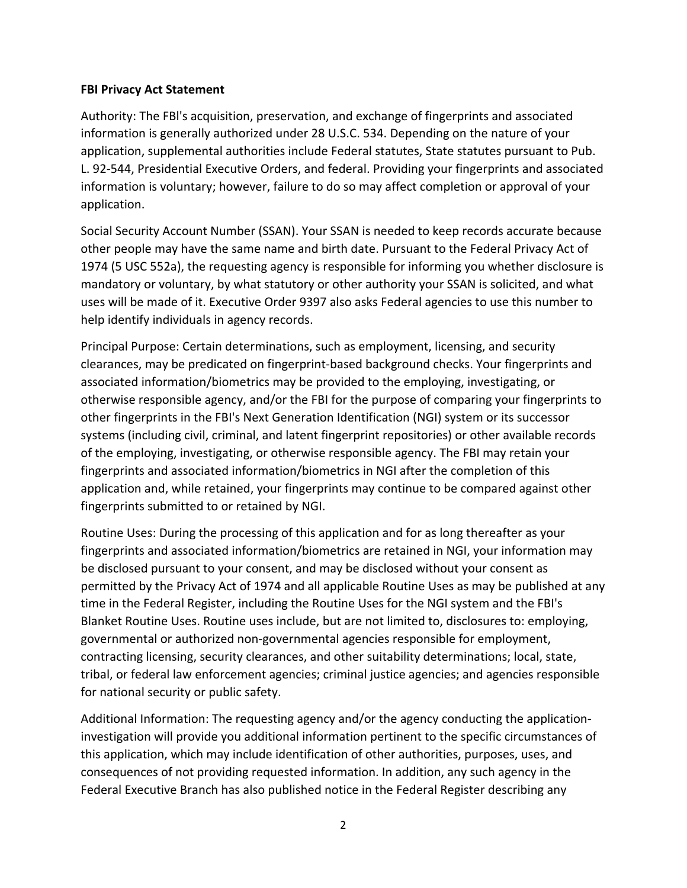**FBI Privacy Act Statement**

Authority: The FBI's acquisition, preservation, and exchange of fingerprints and associated information is generally authorized under 28 U.S.C. 534. Depending on the nature of your application, supplemental authorities include Federal statutes, State statutes pursuant to Pub. L. 92-544, Presidential Executive Orders, and federal. Providing your fingerprints and associated information is voluntary; however, failure to do so may affect completion or approval of your application.

Social Security Account Number (SSAN). Your SSAN is needed to keep records accurate because other people may have the same name and birth date. Pursuant to the Federal Privacy Act of 1974 (5 USC 552a), the requesting agency is responsible for informing you whether disclosure is mandatory or voluntary, by what statutory or other authority your SSAN is solicited, and what uses will be made of it. Executive Order 9397 also asks Federal agencies to use this number to help identify individuals in agency records.

Principal Purpose: Certain determinations, such as employment, licensing, and security clearances, may be predicated on fingerprint-based background checks. Your fingerprints and associated information/biometrics may be provided to the employing, investigating, or otherwise responsible agency, and/or the FBI for the purpose of comparing your fingerprints to other fingerprints in the FBI's Next Generation Identification (NGI) system or its successor systems (including civil, criminal, and latent fingerprint repositories) or other available records of the employing, investigating, or otherwise responsible agency. The FBI may retain your fingerprints and associated information/biometrics in NGI after the completion of this application and, while retained, your fingerprints may continue to be compared against other fingerprints submitted to or retained by NGI.

Routine Uses: During the processing of this application and for as long thereafter as your fingerprints and associated information/biometrics are retained in NGI, your information may be disclosed pursuant to your consent, and may be disclosed without your consent as permitted by the Privacy Act of 1974 and all applicable Routine Uses as may be published at any time in the Federal Register, including the Routine Uses for the NGI system and the FBI's Blanket Routine Uses. Routine uses include, but are not limited to, disclosures to: employing, governmental or authorized non-governmental agencies responsible for employment, contracting licensing, security clearances, and other suitability determinations; local, state, tribal, or federal law enforcement agencies; criminal justice agencies; and agencies responsible for national security or public safety.

Additional Information: The requesting agency and/or the agency conducting the application-investigation will provide you additional information pertinent to the specific circumstances of this application, which may include identification of other authorities, purposes, uses, and consequences of not providing requested information. In addition, any such agency in the Federal Executive Branch has also published notice in the Federal Register describing any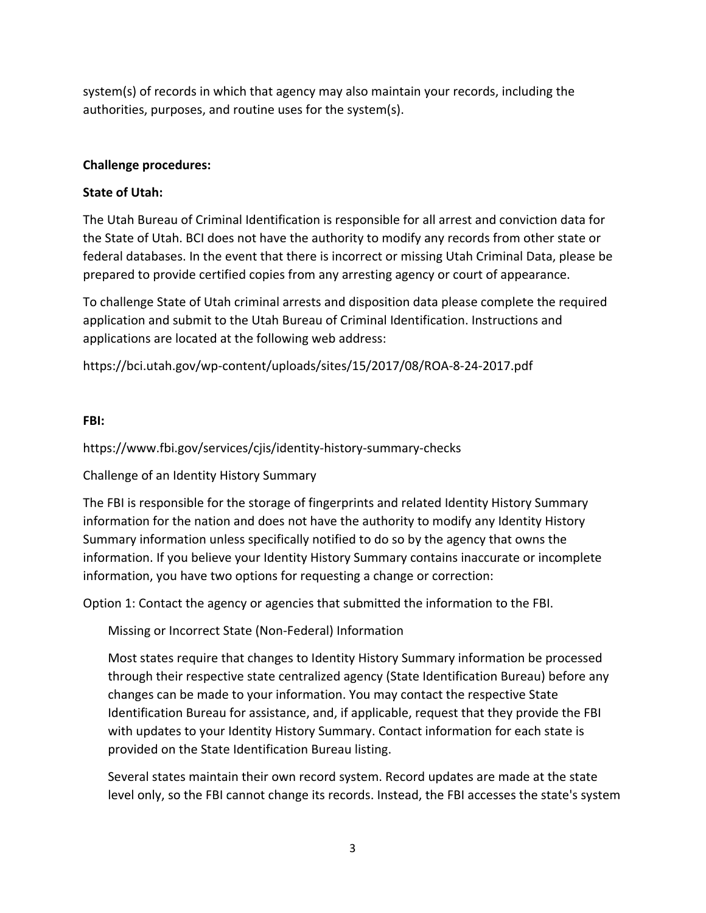system(s) of records in which that agency may also maintain your records, including the authorities, purposes, and routine uses for the system(s).

**Challenge procedures:**

**State of Utah:**

The Utah Bureau of Criminal Identification is responsible for all arrest and conviction data for the State of Utah. BCI does not have the authority to modify any records from other state or federal databases. In the event that there is incorrect or missing Utah Criminal Data, please be prepared to provide certified copies from any arresting agency or court of appearance.

To challenge State of Utah criminal arrests and disposition data please complete the required application and submit to the Utah Bureau of Criminal Identification. Instructions and applications are located at the following web address:

https://bci.utah.gov/wp-content/uploads/sites/15/2017/08/ROA-8-24-2017.pdf

**FBI:**

https://www.fbi.gov/services/cjis/identity-history-summary-checks

Challenge of an Identity History Summary

The FBI is responsible for the storage of fingerprints and related Identity History Summary information for the nation and does not have the authority to modify any Identity History Summary information unless specifically notified to do so by the agency that owns the information. If you believe your Identity History Summary contains inaccurate or incomplete information, you have two options for requesting a change or correction:

Option 1: Contact the agency or agencies that submitted the information to the FBI.

> Missing or Incorrect State (Non-Federal) Information
>
> Most states require that changes to Identity History Summary information be processed through their respective state centralized agency (State Identification Bureau) before any changes can be made to your information. You may contact the respective State Identification Bureau for assistance, and, if applicable, request that they provide the FBI with updates to your Identity History Summary. Contact information for each state is provided on the State Identification Bureau listing.
>
> Several states maintain their own record system. Record updates are made at the state level only, so the FBI cannot change its records. Instead, the FBI accesses the state's system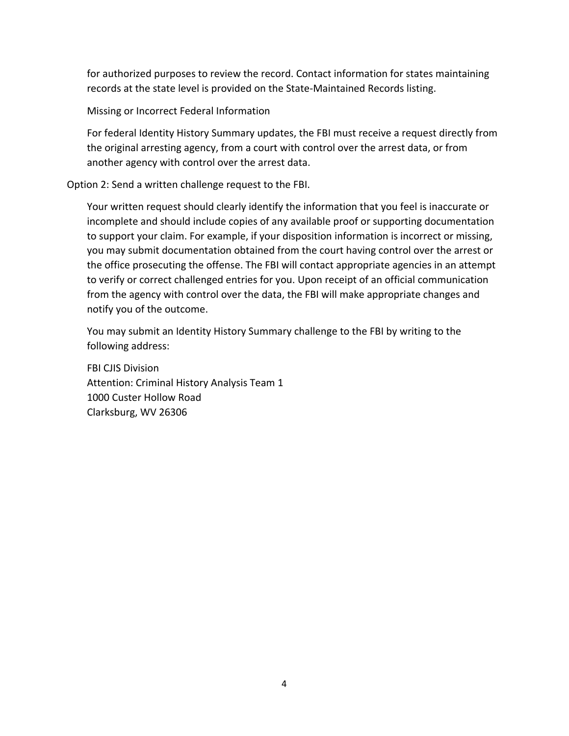for authorized purposes to review the record. Contact information for states maintaining records at the state level is provided on the State-Maintained Records listing.

Missing or Incorrect Federal Information

For federal Identity History Summary updates, the FBI must receive a request directly from the original arresting agency, from a court with control over the arrest data, or from another agency with control over the arrest data.

Option 2: Send a written challenge request to the FBI.

Your written request should clearly identify the information that you feel is inaccurate or incomplete and should include copies of any available proof or supporting documentation to support your claim. For example, if your disposition information is incorrect or missing, you may submit documentation obtained from the court having control over the arrest or the office prosecuting the offense. The FBI will contact appropriate agencies in an attempt to verify or correct challenged entries for you. Upon receipt of an official communication from the agency with control over the data, the FBI will make appropriate changes and notify you of the outcome.

You may submit an Identity History Summary challenge to the FBI by writing to the following address:

FBI CJIS Division  
Attention: Criminal History Analysis Team 1  
1000 Custer Hollow Road  
Clarksburg, WV 26306